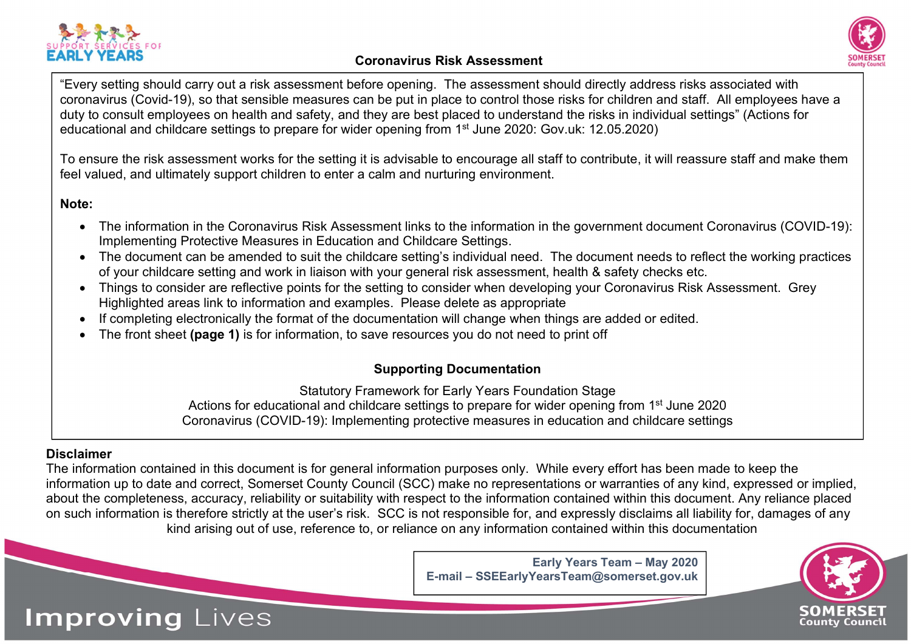# Coronavirus Risk Assessment

"Every setting should carry out a risk assessment before opening. The assessment should directly address risks associated with coronavirus (Covid-19), so that sensible measures can be put in place to control those risks for children and staff. All employees have a duty to consult employees on health and safety, and they are best placed to understand the risks in individual settings" (Actions for educational and childcare settings to prepare for wider opening from 1st June 2020: Gov.uk: 12.05.2020)

To ensure the risk assessment works for the setting it is advisable to encourage all staff to contribute, it will reassure staff and make them feel valued, and ultimately support children to enter a calm and nurturing environment.

**Note:**

- The information in the Coronavirus Risk Assessment links to the information in the government document Coronavirus (COVID-19): Implementing Protective Measures in Education and Childcare Settings.
- The document can be amended to suit the childcare setting's individual need. The document needs to reflect the working practices of your childcare setting and work in liaison with your general risk assessment, health & safety checks etc.
- Things to consider are reflective points for the setting to consider when developing your Coronavirus Risk Assessment. Grey Highlighted areas link to information and examples. Please delete as appropriate
- If completing electronically the format of the documentation will change when things are added or edited.
- The front sheet **(page 1)** is for information, to save resources you do not need to print off

**Supporting Documentation**

Statutory Framework for Early Years Foundation Stage
Actions for educational and childcare settings to prepare for wider opening from 1st June 2020
Coronavirus (COVID-19): Implementing protective measures in education and childcare settings

**Disclaimer**

The information contained in this document is for general information purposes only. While every effort has been made to keep the information up to date and correct, Somerset County Council (SCC) make no representations or warranties of any kind, expressed or implied, about the completeness, accuracy, reliability or suitability with respect to the information contained within this document. Any reliance placed on such information is therefore strictly at the user's risk. SCC is not responsible for, and expressly disclaims all liability for, damages of any kind arising out of use, reference to, or reliance on any information contained within this documentation

**Early Years Team – May 2020**
**E-mail – SSEEarlyYearsTeam@somerset.gov.uk**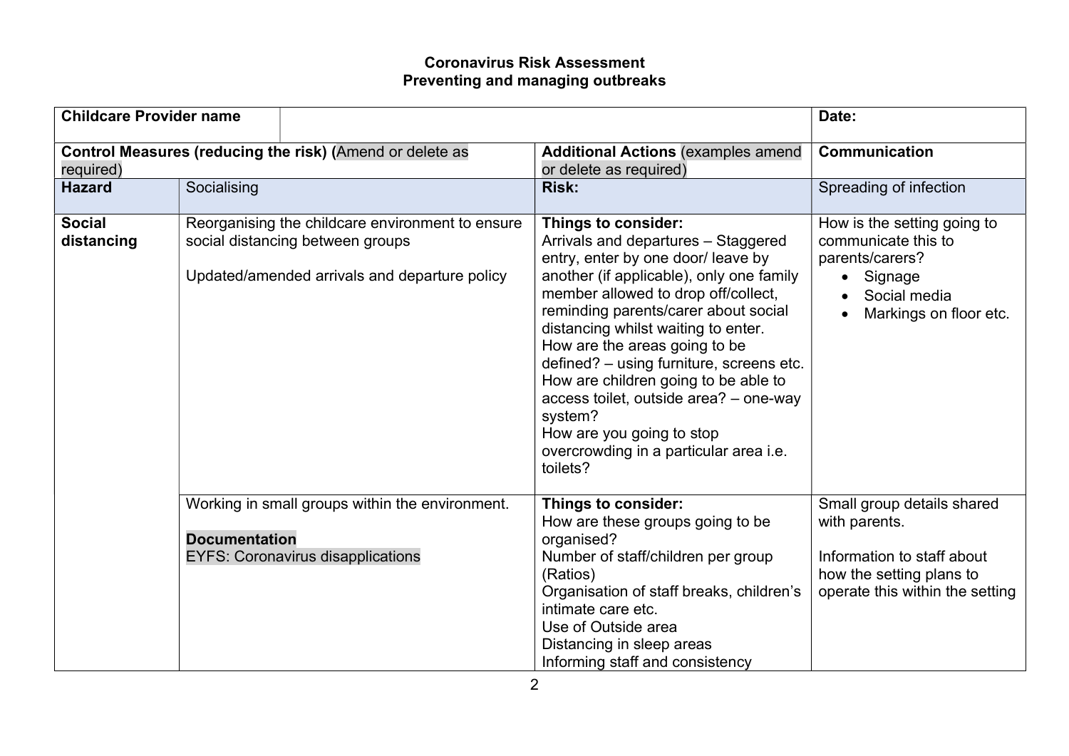**Coronavirus Risk Assessment**
**Preventing and managing outbreaks**

| **Childcare Provider name** | | | **Date:** |
|---|---|---|---|
| **Control Measures (reducing the risk) (**Amend or delete as required) | | **Additional Actions** (examples amend or delete as required) | **Communication** |
| **Hazard** | Socialising | **Risk:** | Spreading of infection |
| **Social distancing** | Reorganising the childcare environment to ensure social distancing between groups<br><br>Updated/amended arrivals and departure policy | **Things to consider:**<br>Arrivals and departures – Staggered entry, enter by one door/ leave by another (if applicable), only one family member allowed to drop off/collect, reminding parents/carer about social distancing whilst waiting to enter.<br>How are the areas going to be defined? – using furniture, screens etc.<br>How are children going to be able to access toilet, outside area? – one-way system?<br>How are you going to stop overcrowding in a particular area i.e. toilets? | How is the setting going to communicate this to parents/carers?<br>• Signage<br>• Social media<br>• Markings on floor etc. |
| | Working in small groups within the environment.<br><br>**Documentation**<br>EYFS: Coronavirus disapplications | **Things to consider:**<br>How are these groups going to be organised?<br>Number of staff/children per group (Ratios)<br>Organisation of staff breaks, children's intimate care etc.<br>Use of Outside area<br>Distancing in sleep areas<br>Informing staff and consistency | Small group details shared with parents.<br><br>Information to staff about how the setting plans to operate this within the setting |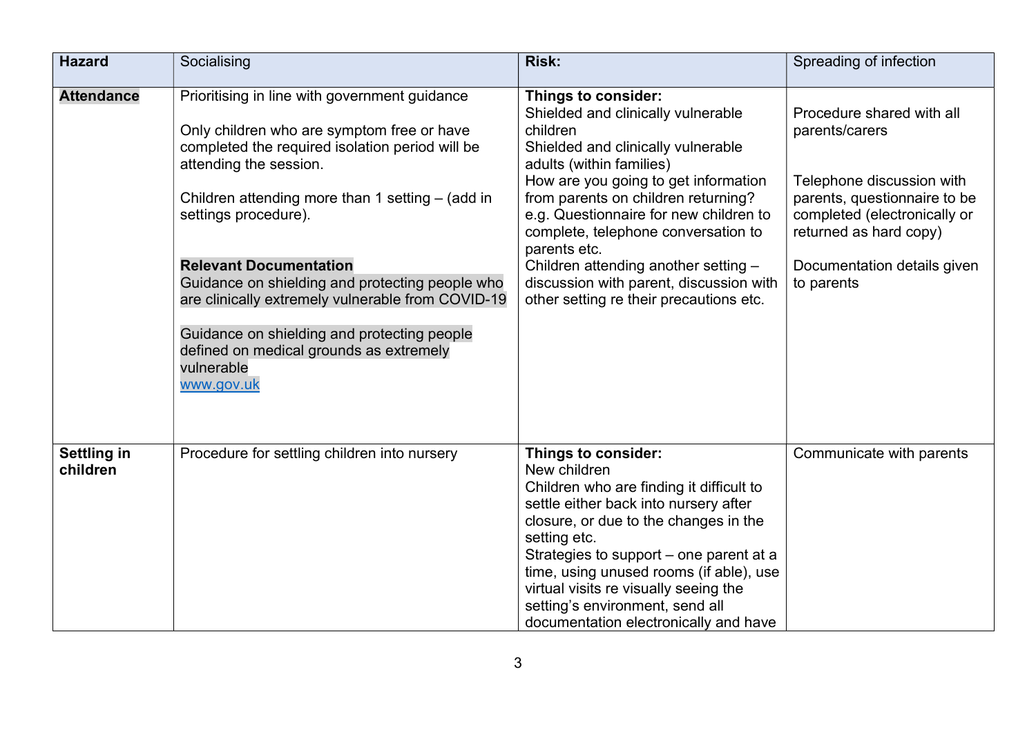| **Hazard** | Socialising | **Risk:** | Spreading of infection |
|---|---|---|---|
| **Attendance** | Prioritising in line with government guidance<br><br>Only children who are symptom free or have completed the required isolation period will be attending the session.<br><br>Children attending more than 1 setting – (add in settings procedure).<br><br>**Relevant Documentation**<br>Guidance on shielding and protecting people who are clinically extremely vulnerable from COVID-19<br><br>Guidance on shielding and protecting people defined on medical grounds as extremely vulnerable<br>www.gov.uk | **Things to consider:**<br>Shielded and clinically vulnerable children<br>Shielded and clinically vulnerable adults (within families)<br>How are you going to get information from parents on children returning? e.g. Questionnaire for new children to complete, telephone conversation to parents etc.<br>Children attending another setting – discussion with parent, discussion with other setting re their precautions etc. | Procedure shared with all parents/carers<br><br>Telephone discussion with parents, questionnaire to be completed (electronically or returned as hard copy)<br><br>Documentation details given to parents |
| **Settling in children** | Procedure for settling children into nursery | **Things to consider:**<br>New children<br>Children who are finding it difficult to settle either back into nursery after closure, or due to the changes in the setting etc.<br>Strategies to support – one parent at a time, using unused rooms (if able), use virtual visits re visually seeing the setting's environment, send all documentation electronically and have | Communicate with parents |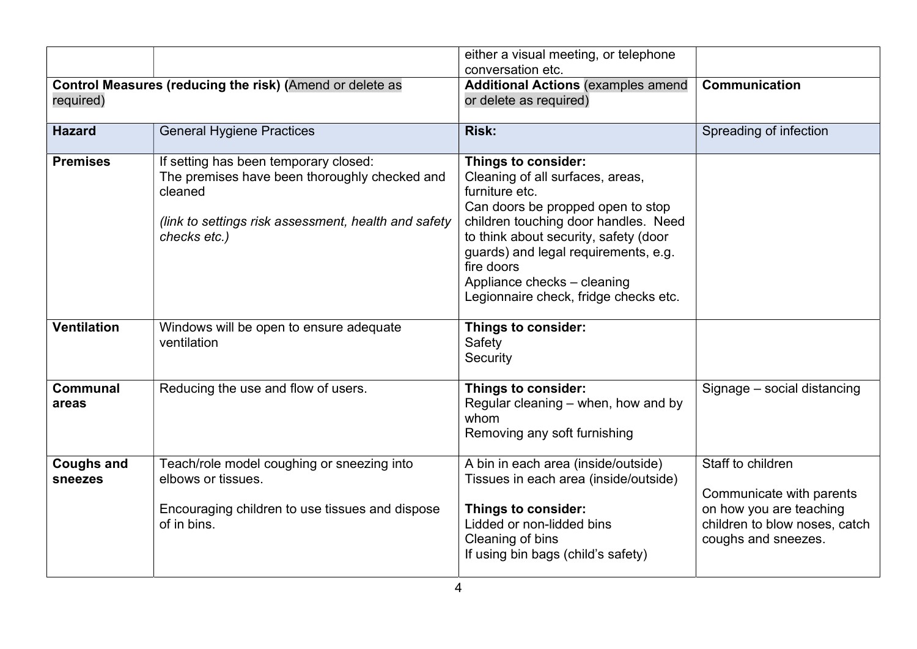| | | | |
|---|---|---|---|
| | | either a visual meeting, or telephone conversation etc. | |
| **Control Measures (reducing the risk)** (Amend or delete as required) | | **Additional Actions** (examples amend or delete as required) | **Communication** |
| **Hazard** | General Hygiene Practices | **Risk:** | Spreading of infection |
| **Premises** | If setting has been temporary closed:<br>The premises have been thoroughly checked and cleaned<br><br>*(link to settings risk assessment, health and safety checks etc.)* | **Things to consider:**<br>Cleaning of all surfaces, areas, furniture etc.<br>Can doors be propped open to stop children touching door handles. Need to think about security, safety (door guards) and legal requirements, e.g. fire doors<br>Appliance checks – cleaning<br>Legionnaire check, fridge checks etc. | |
| **Ventilation** | Windows will be open to ensure adequate ventilation | **Things to consider:**<br>Safety<br>Security | |
| **Communal areas** | Reducing the use and flow of users. | **Things to consider:**<br>Regular cleaning – when, how and by whom<br>Removing any soft furnishing | Signage – social distancing |
| **Coughs and sneezes** | Teach/role model coughing or sneezing into elbows or tissues.<br><br>Encouraging children to use tissues and dispose of in bins. | A bin in each area (inside/outside)<br>Tissues in each area (inside/outside)<br><br>**Things to consider:**<br>Lidded or non-lidded bins<br>Cleaning of bins<br>If using bin bags (child's safety) | Staff to children<br><br>Communicate with parents on how you are teaching children to blow noses, catch coughs and sneezes. |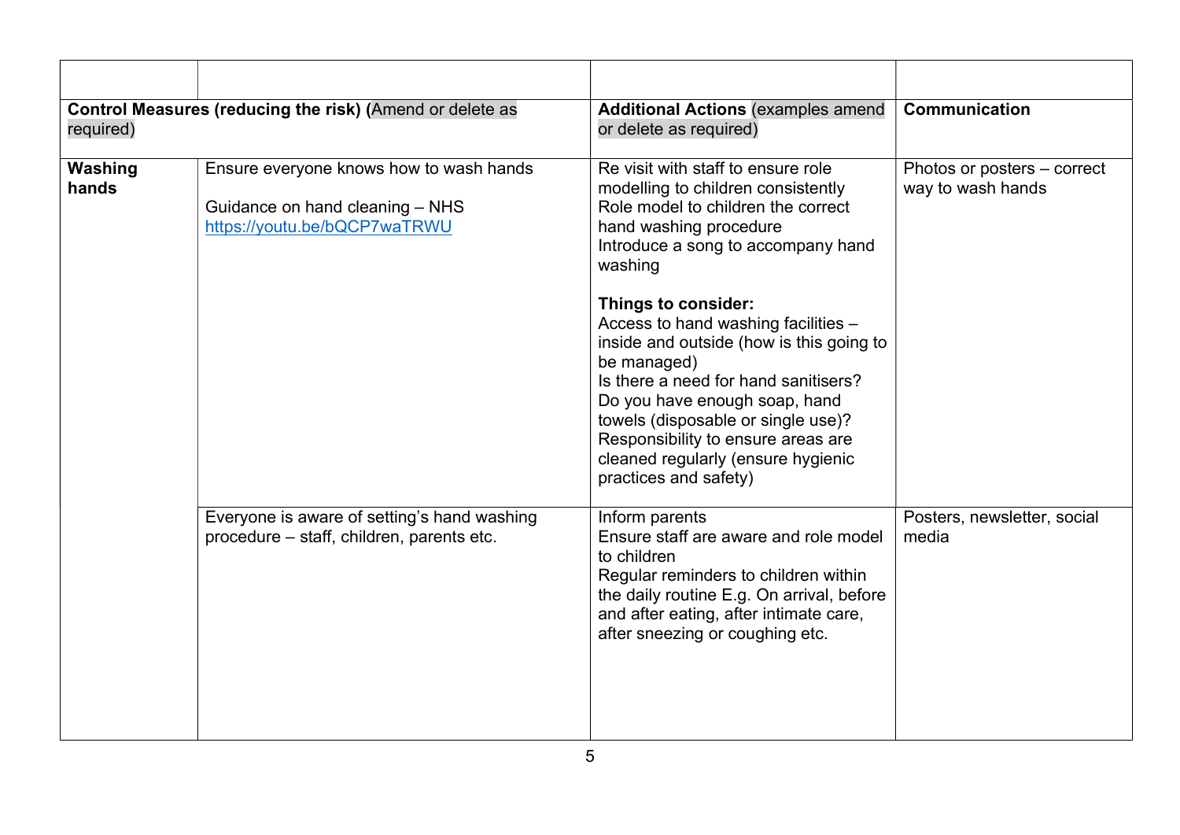| | | | |
|---|---|---|---|
| **Control Measures (reducing the risk)** (Amend or delete as required) | | **Additional Actions** (examples amend or delete as required) | **Communication** |
| **Washing hands** | Ensure everyone knows how to wash hands<br><br>Guidance on hand cleaning – NHS [https://youtu.be/bQCP7waTRWU](https://youtu.be/bQCP7waTRWU) | Re visit with staff to ensure role modelling to children consistently<br>Role model to children the correct hand washing procedure<br>Introduce a song to accompany hand washing<br><br>**Things to consider:**<br>Access to hand washing facilities – inside and outside (how is this going to be managed)<br>Is there a need for hand sanitisers?<br>Do you have enough soap, hand towels (disposable or single use)?<br>Responsibility to ensure areas are cleaned regularly (ensure hygienic practices and safety) | Photos or posters – correct way to wash hands |
| | Everyone is aware of setting's hand washing procedure – staff, children, parents etc. | Inform parents<br>Ensure staff are aware and role model to children<br>Regular reminders to children within the daily routine E.g. On arrival, before and after eating, after intimate care, after sneezing or coughing etc. | Posters, newsletter, social media |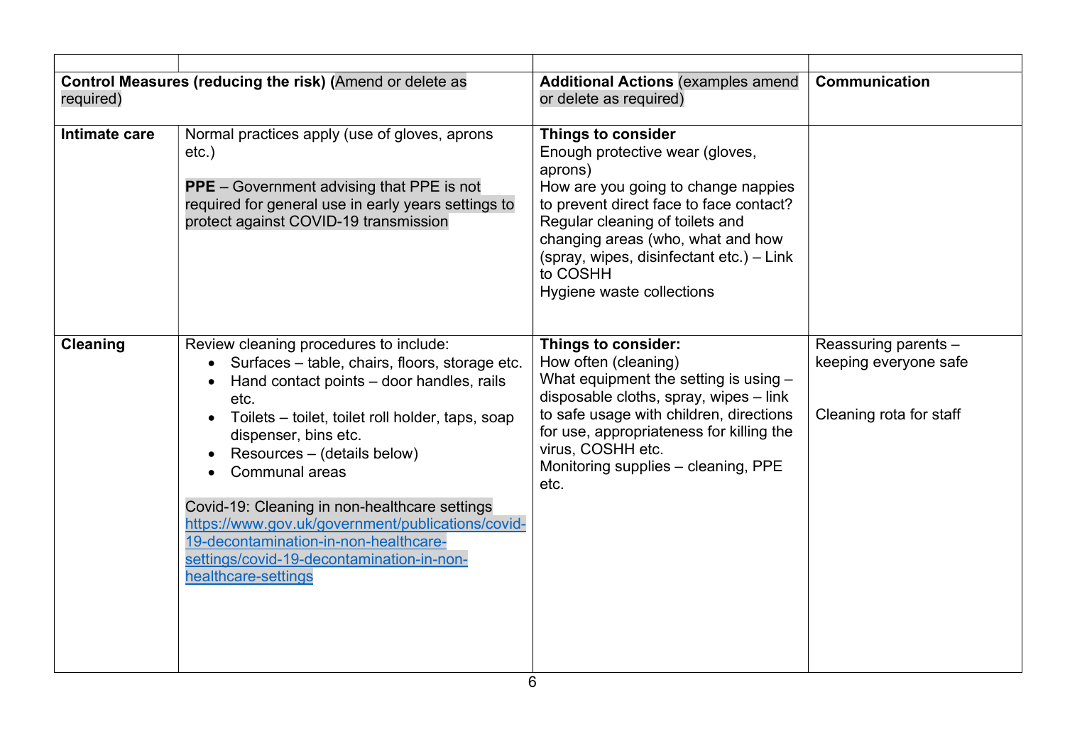| | | | |
|---|---|---|---|
| **Control Measures (reducing the risk)** (Amend or delete as required) | | **Additional Actions** (examples amend or delete as required) | **Communication** |
| **Intimate care** | Normal practices apply (use of gloves, aprons etc.)<br><br>**PPE** – Government advising that PPE is not required for general use in early years settings to protect against COVID-19 transmission | **Things to consider**<br>Enough protective wear (gloves, aprons)<br>How are you going to change nappies to prevent direct face to face contact?<br>Regular cleaning of toilets and changing areas (who, what and how (spray, wipes, disinfectant etc.) – Link to COSHH<br>Hygiene waste collections | |
| **Cleaning** | Review cleaning procedures to include:<br>• Surfaces – table, chairs, floors, storage etc.<br>• Hand contact points – door handles, rails etc.<br>• Toilets – toilet, toilet roll holder, taps, soap dispenser, bins etc.<br>• Resources – (details below)<br>• Communal areas<br><br>Covid-19: Cleaning in non-healthcare settings<br>https://www.gov.uk/government/publications/covid-19-decontamination-in-non-healthcare-settings/covid-19-decontamination-in-non-healthcare-settings | **Things to consider:**<br>How often (cleaning)<br>What equipment the setting is using – disposable cloths, spray, wipes – link to safe usage with children, directions for use, appropriateness for killing the virus, COSHH etc.<br>Monitoring supplies – cleaning, PPE etc. | Reassuring parents – keeping everyone safe<br><br>Cleaning rota for staff |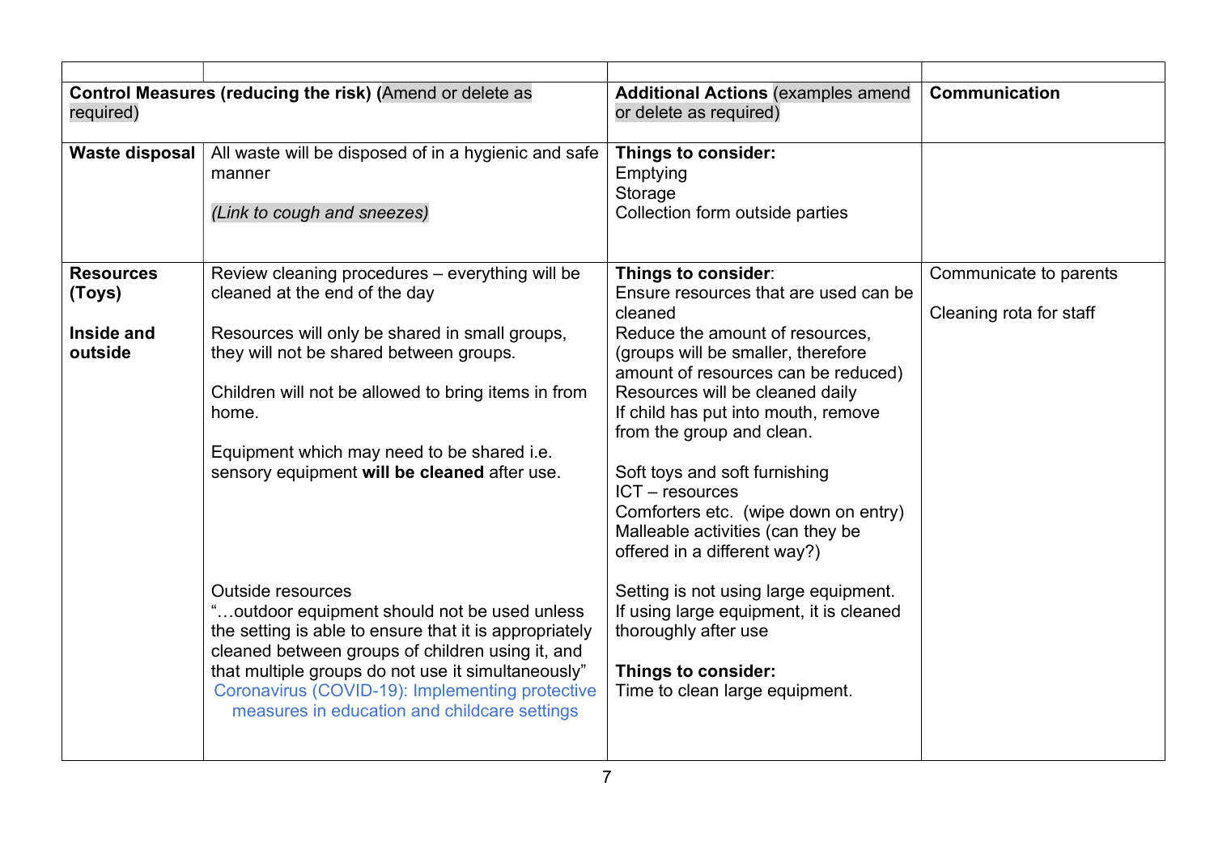| | | | |
|---|---|---|---|
| **Control Measures (reducing the risk)** (Amend or delete as required) | | **Additional Actions** (examples amend or delete as required) | **Communication** |
| **Waste disposal** | All waste will be disposed of in a hygienic and safe manner<br><br>*(Link to cough and sneezes)* | **Things to consider:**<br>Emptying<br>Storage<br>Collection form outside parties | |
| **Resources (Toys)**<br><br>**Inside and outside** | Review cleaning procedures – everything will be cleaned at the end of the day<br><br>Resources will only be shared in small groups, they will not be shared between groups.<br><br>Children will not be allowed to bring items in from home.<br><br>Equipment which may need to be shared i.e. sensory equipment **will be cleaned** after use.<br><br>Outside resources<br>"…outdoor equipment should not be used unless the setting is able to ensure that it is appropriately cleaned between groups of children using it, and that multiple groups do not use it simultaneously"<br>Coronavirus (COVID-19): Implementing protective measures in education and childcare settings | **Things to consider**:<br>Ensure resources that are used can be cleaned<br>Reduce the amount of resources, (groups will be smaller, therefore amount of resources can be reduced)<br>Resources will be cleaned daily<br>If child has put into mouth, remove from the group and clean.<br><br>Soft toys and soft furnishing<br>ICT – resources<br>Comforters etc. (wipe down on entry)<br>Malleable activities (can they be offered in a different way?)<br><br>Setting is not using large equipment.<br>If using large equipment, it is cleaned thoroughly after use<br><br>**Things to consider:**<br>Time to clean large equipment. | Communicate to parents<br><br>Cleaning rota for staff |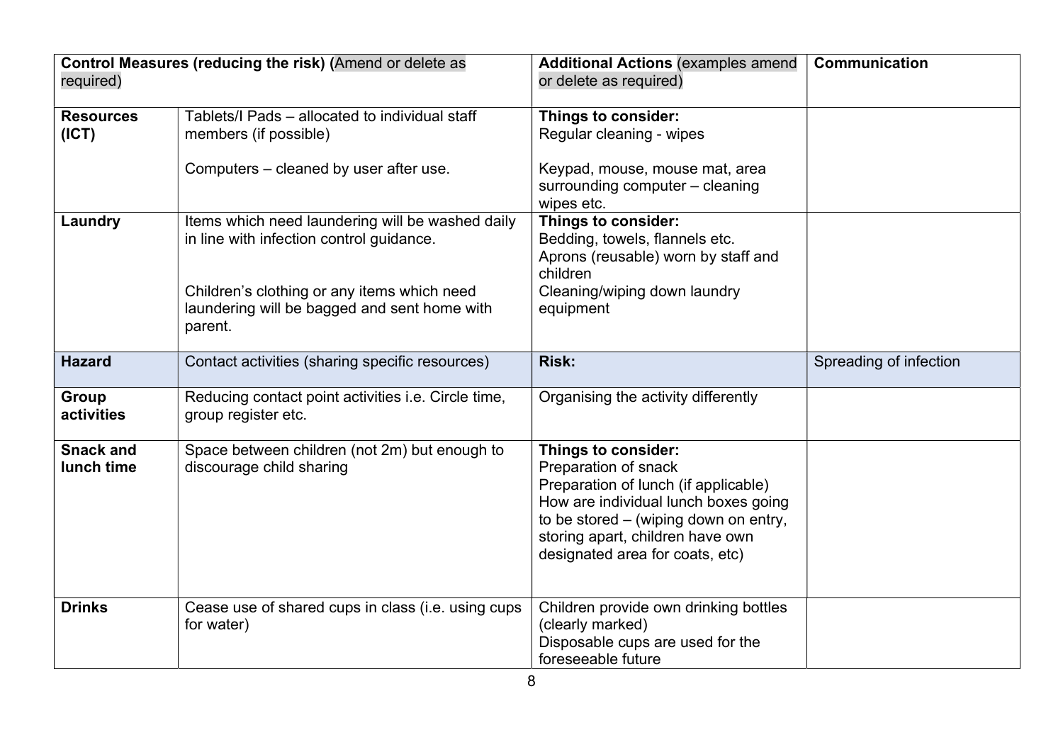| **Control Measures (reducing the risk) (**Amend or delete as required) | | **Additional Actions** (examples amend or delete as required) | **Communication** |
|---|---|---|---|
| **Resources (ICT)** | Tablets/I Pads – allocated to individual staff members (if possible)<br><br>Computers – cleaned by user after use. | **Things to consider:**<br>Regular cleaning - wipes<br><br>Keypad, mouse, mouse mat, area surrounding computer – cleaning wipes etc. | |
| **Laundry** | Items which need laundering will be washed daily in line with infection control guidance.<br><br>Children's clothing or any items which need laundering will be bagged and sent home with parent. | **Things to consider:**<br>Bedding, towels, flannels etc.<br>Aprons (reusable) worn by staff and children<br>Cleaning/wiping down laundry equipment | |
| **Hazard** | Contact activities (sharing specific resources) | **Risk:** | Spreading of infection |
| **Group activities** | Reducing contact point activities i.e. Circle time, group register etc. | Organising the activity differently | |
| **Snack and lunch time** | Space between children (not 2m) but enough to discourage child sharing | **Things to consider:**<br>Preparation of snack<br>Preparation of lunch (if applicable)<br>How are individual lunch boxes going to be stored – (wiping down on entry, storing apart, children have own designated area for coats, etc) | |
| **Drinks** | Cease use of shared cups in class (i.e. using cups for water) | Children provide own drinking bottles (clearly marked)<br>Disposable cups are used for the foreseeable future | |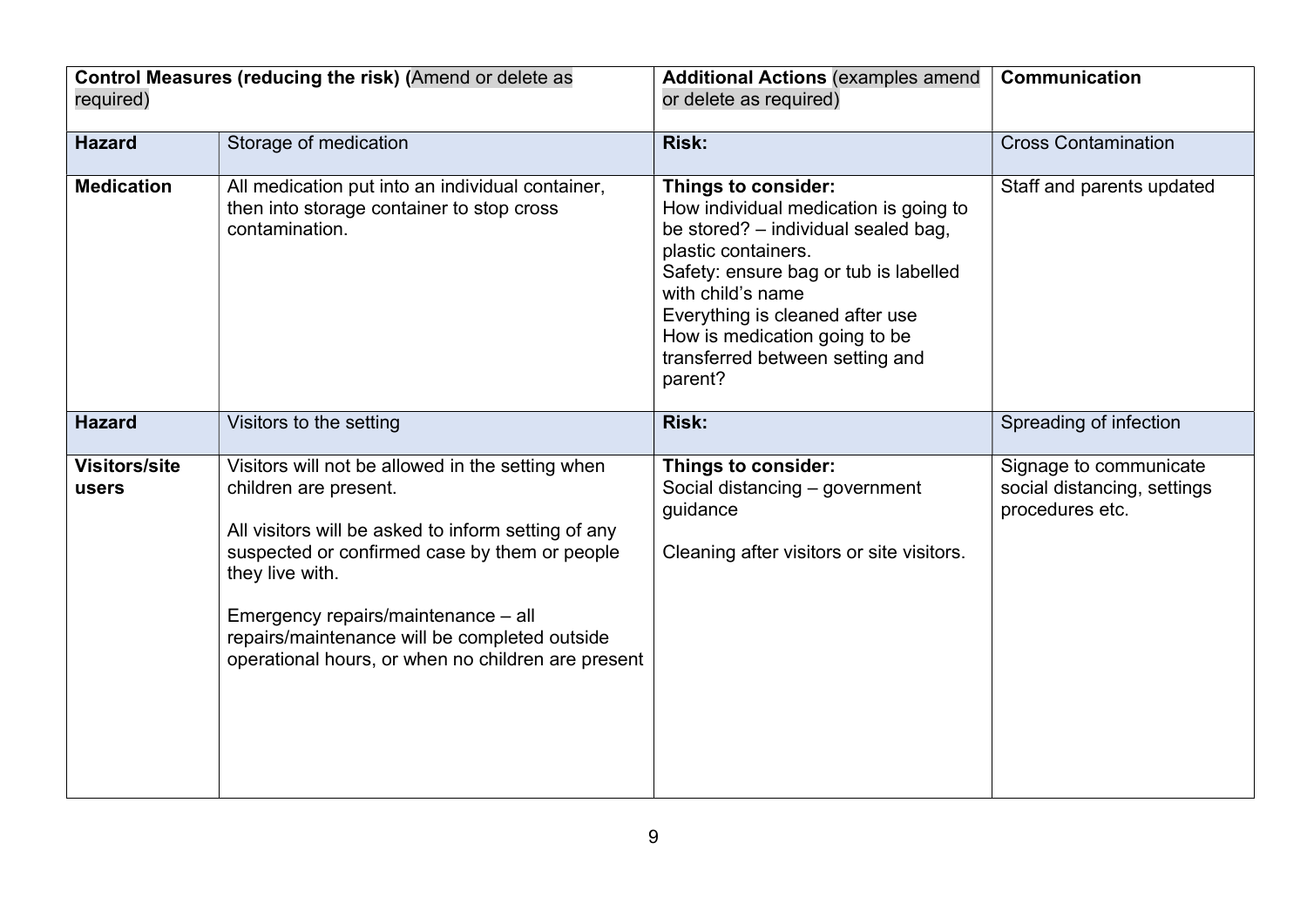| **Control Measures (reducing the risk)** (Amend or delete as required) | | **Additional Actions** (examples amend or delete as required) | **Communication** |
|---|---|---|---|
| **Hazard** | Storage of medication | **Risk:** | Cross Contamination |
| **Medication** | All medication put into an individual container, then into storage container to stop cross contamination. | **Things to consider:**<br>How individual medication is going to be stored? – individual sealed bag, plastic containers.<br>Safety: ensure bag or tub is labelled with child's name<br>Everything is cleaned after use<br>How is medication going to be transferred between setting and parent? | Staff and parents updated |
| **Hazard** | Visitors to the setting | **Risk:** | Spreading of infection |
| **Visitors/site users** | Visitors will not be allowed in the setting when children are present.<br><br>All visitors will be asked to inform setting of any suspected or confirmed case by them or people they live with.<br><br>Emergency repairs/maintenance – all repairs/maintenance will be completed outside operational hours, or when no children are present | **Things to consider:**<br>Social distancing – government guidance<br><br>Cleaning after visitors or site visitors. | Signage to communicate social distancing, settings procedures etc. |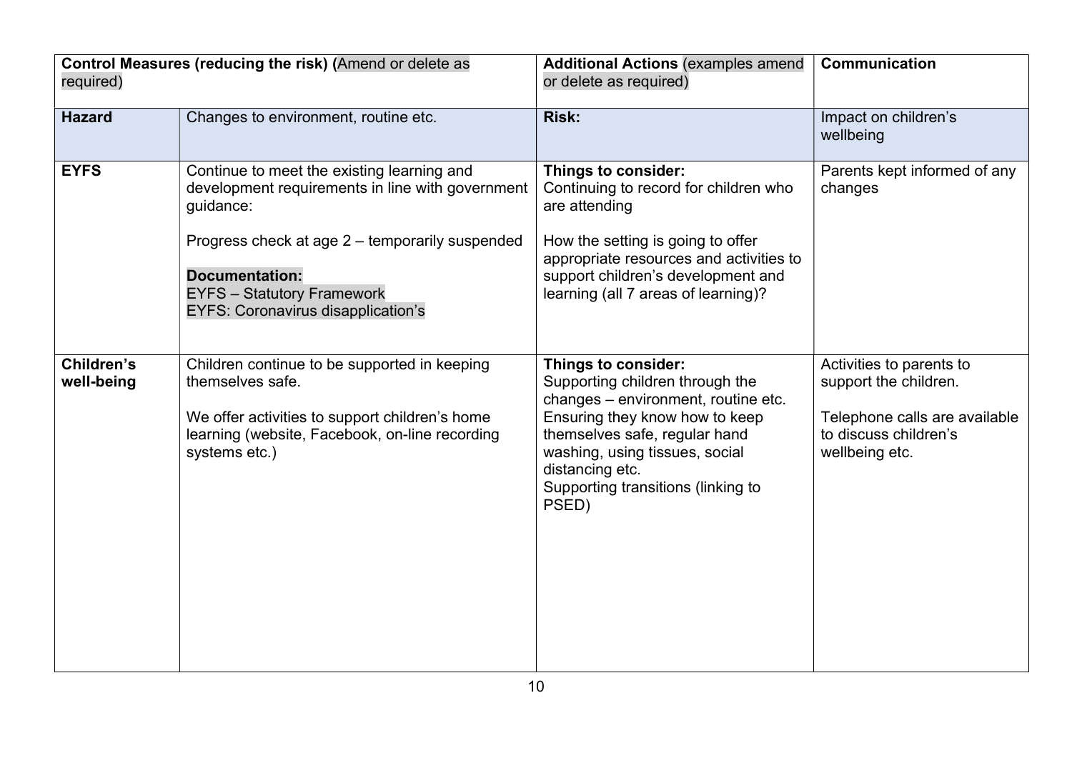| **Control Measures (reducing the risk)** (Amend or delete as required) | | **Additional Actions** (examples amend or delete as required) | **Communication** |
|---|---|---|---|
| **Hazard** | Changes to environment, routine etc. | **Risk:** | Impact on children's wellbeing |
| **EYFS** | Continue to meet the existing learning and development requirements in line with government guidance:<br><br>Progress check at age 2 – temporarily suspended<br><br>**Documentation:**<br>EYFS – Statutory Framework<br>EYFS: Coronavirus disapplication's | **Things to consider:**<br>Continuing to record for children who are attending<br><br>How the setting is going to offer appropriate resources and activities to support children's development and learning (all 7 areas of learning)? | Parents kept informed of any changes |
| **Children's well-being** | Children continue to be supported in keeping themselves safe.<br><br>We offer activities to support children's home learning (website, Facebook, on-line recording systems etc.) | **Things to consider:**<br>Supporting children through the changes – environment, routine etc.<br>Ensuring they know how to keep themselves safe, regular hand washing, using tissues, social distancing etc.<br>Supporting transitions (linking to PSED) | Activities to parents to support the children.<br><br>Telephone calls are available to discuss children's wellbeing etc. |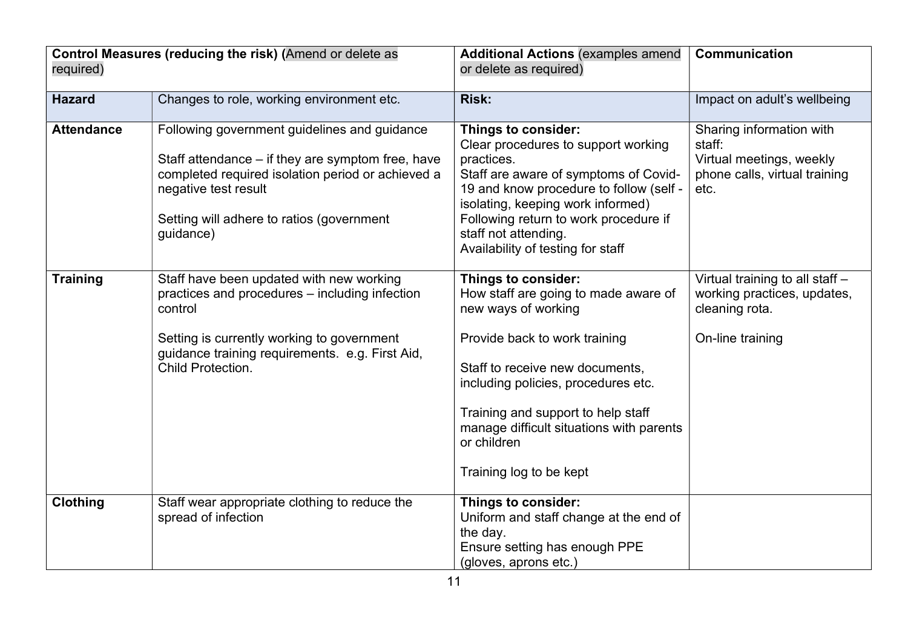| **Control Measures (reducing the risk)** (Amend or delete as required) | | **Additional Actions** (examples amend or delete as required) | **Communication** |
|---|---|---|---|
| **Hazard** | Changes to role, working environment etc. | **Risk:** | Impact on adult's wellbeing |
| **Attendance** | Following government guidelines and guidance<br><br>Staff attendance – if they are symptom free, have completed required isolation period or achieved a negative test result<br><br>Setting will adhere to ratios (government guidance) | **Things to consider:**<br>Clear procedures to support working practices.<br>Staff are aware of symptoms of Covid-19 and know procedure to follow (self - isolating, keeping work informed)<br>Following return to work procedure if staff not attending.<br>Availability of testing for staff | Sharing information with staff:<br>Virtual meetings, weekly phone calls, virtual training etc. |
| **Training** | Staff have been updated with new working practices and procedures – including infection control<br><br>Setting is currently working to government guidance training requirements. e.g. First Aid, Child Protection. | **Things to consider:**<br>How staff are going to made aware of new ways of working<br><br>Provide back to work training<br><br>Staff to receive new documents, including policies, procedures etc.<br><br>Training and support to help staff manage difficult situations with parents or children<br><br>Training log to be kept | Virtual training to all staff – working practices, updates, cleaning rota.<br><br>On-line training |
| **Clothing** | Staff wear appropriate clothing to reduce the spread of infection | **Things to consider:**<br>Uniform and staff change at the end of the day.<br>Ensure setting has enough PPE (gloves, aprons etc.) | |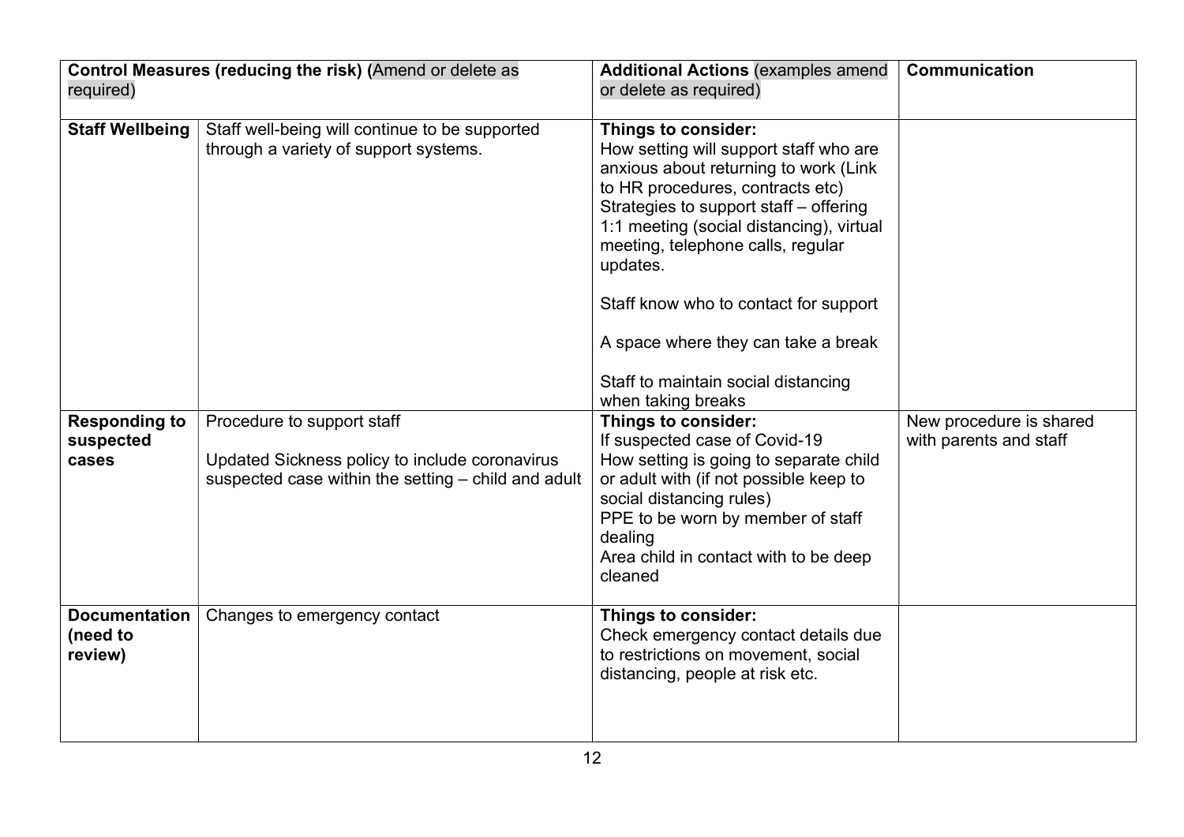| Control Measures (reducing the risk) (Amend or delete as required) | | Additional Actions (examples amend or delete as required) | Communication |
|---|---|---|---|
| **Staff Wellbeing** | Staff well-being will continue to be supported through a variety of support systems. | **Things to consider:**<br>How setting will support staff who are anxious about returning to work (Link to HR procedures, contracts etc)<br>Strategies to support staff – offering 1:1 meeting (social distancing), virtual meeting, telephone calls, regular updates.<br><br>Staff know who to contact for support<br><br>A space where they can take a break<br><br>Staff to maintain social distancing when taking breaks | |
| **Responding to suspected cases** | Procedure to support staff<br><br>Updated Sickness policy to include coronavirus suspected case within the setting – child and adult | **Things to consider:**<br>If suspected case of Covid-19<br>How setting is going to separate child or adult with (if not possible keep to social distancing rules)<br>PPE to be worn by member of staff dealing<br>Area child in contact with to be deep cleaned | New procedure is shared with parents and staff |
| **Documentation (need to review)** | Changes to emergency contact | **Things to consider:**<br>Check emergency contact details due to restrictions on movement, social distancing, people at risk etc. | |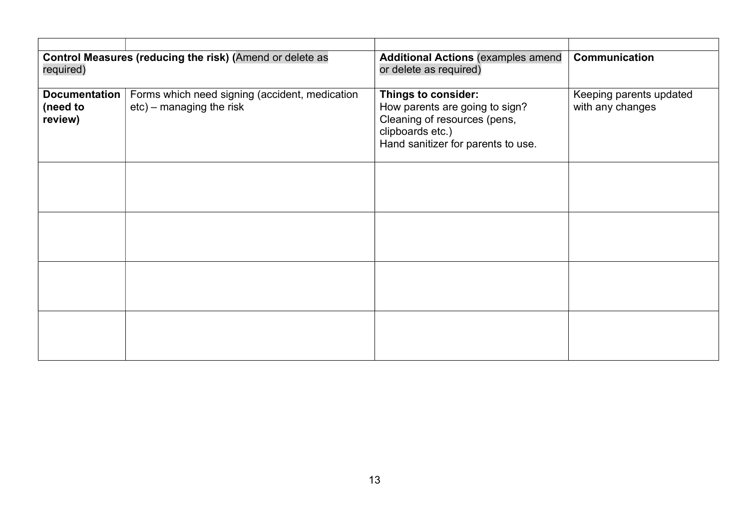| | | | |
|---|---|---|---|
| | | | |
| **Control Measures (reducing the risk) (**Amend or delete as required) | | **Additional Actions** (examples amend or delete as required) | **Communication** |
| **Documentation (need to review)** | Forms which need signing (accident, medication etc) – managing the risk | **Things to consider:**<br>How parents are going to sign?<br>Cleaning of resources (pens, clipboards etc.)<br>Hand sanitizer for parents to use. | Keeping parents updated with any changes |
| | | | |
| | | | |
| | | | |
| | | | |